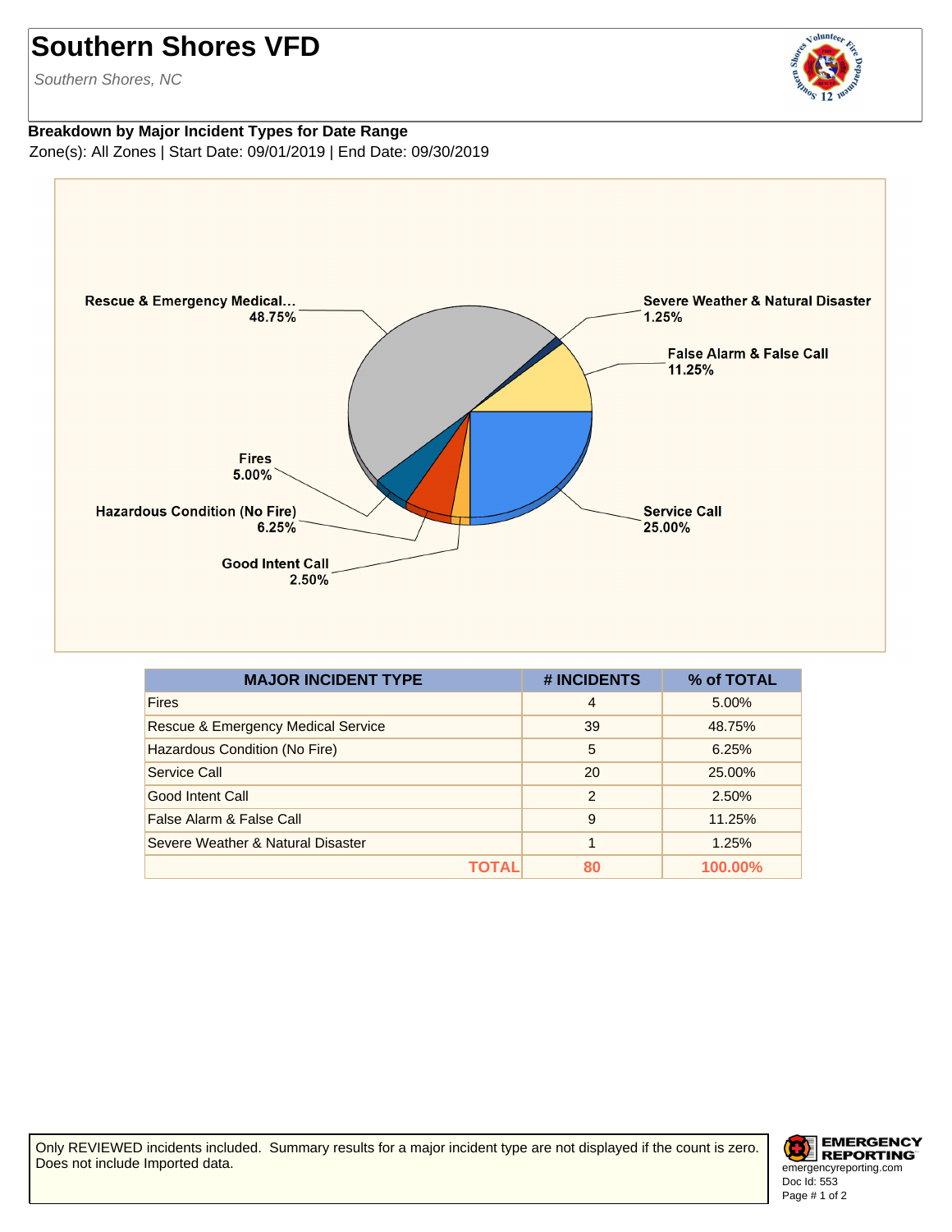# Southern Shores VFD

*Southern Shores, NC*

**Breakdown by Major Incident Types for Date Range**

Zone(s): All Zones | Start Date: 09/01/2019 | End Date: 09/30/2019

| MAJOR INCIDENT TYPE | # INCIDENTS | % of TOTAL |
|---|---|---|
| Fires | 4 | 5.00% |
| Rescue & Emergency Medical Service | 39 | 48.75% |
| Hazardous Condition (No Fire) | 5 | 6.25% |
| Service Call | 20 | 25.00% |
| Good Intent Call | 2 | 2.50% |
| False Alarm & False Call | 9 | 11.25% |
| Severe Weather & Natural Disaster | 1 | 1.25% |
| **TOTAL** | **80** | **100.00%** |

Only REVIEWED incidents included. Summary results for a major incident type are not displayed if the count is zero. Does not include Imported data.

EMERGENCY REPORTING
emergencyreporting.com
Doc Id: 553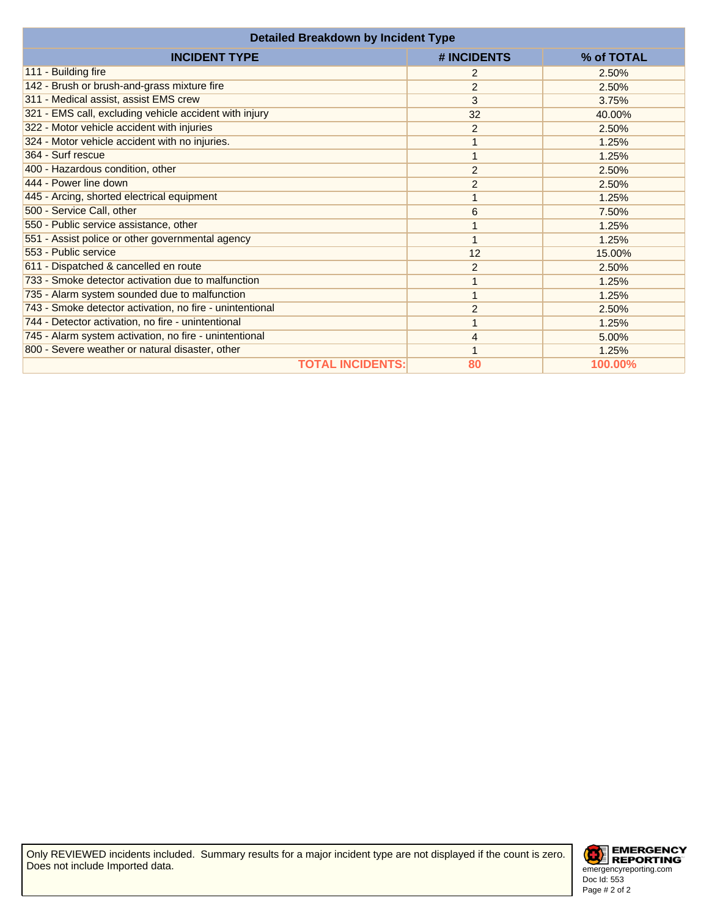## Detailed Breakdown by Incident Type

| INCIDENT TYPE | # INCIDENTS | % of TOTAL |
|---|---|---|
| 111 - Building fire | 2 | 2.50% |
| 142 - Brush or brush-and-grass mixture fire | 2 | 2.50% |
| 311 - Medical assist, assist EMS crew | 3 | 3.75% |
| 321 - EMS call, excluding vehicle accident with injury | 32 | 40.00% |
| 322 - Motor vehicle accident with injuries | 2 | 2.50% |
| 324 - Motor vehicle accident with no injuries. | 1 | 1.25% |
| 364 - Surf rescue | 1 | 1.25% |
| 400 - Hazardous condition, other | 2 | 2.50% |
| 444 - Power line down | 2 | 2.50% |
| 445 - Arcing, shorted electrical equipment | 1 | 1.25% |
| 500 - Service Call, other | 6 | 7.50% |
| 550 - Public service assistance, other | 1 | 1.25% |
| 551 - Assist police or other governmental agency | 1 | 1.25% |
| 553 - Public service | 12 | 15.00% |
| 611 - Dispatched & cancelled en route | 2 | 2.50% |
| 733 - Smoke detector activation due to malfunction | 1 | 1.25% |
| 735 - Alarm system sounded due to malfunction | 1 | 1.25% |
| 743 - Smoke detector activation, no fire - unintentional | 2 | 2.50% |
| 744 - Detector activation, no fire - unintentional | 1 | 1.25% |
| 745 - Alarm system activation, no fire - unintentional | 4 | 5.00% |
| 800 - Severe weather or natural disaster, other | 1 | 1.25% |
| **TOTAL INCIDENTS:** | **80** | **100.00%** |

Only REVIEWED incidents included. Summary results for a major incident type are not displayed if the count is zero. Does not include Imported data.

EMERGENCY REPORTING
emergencyreporting.com
Doc Id: 553